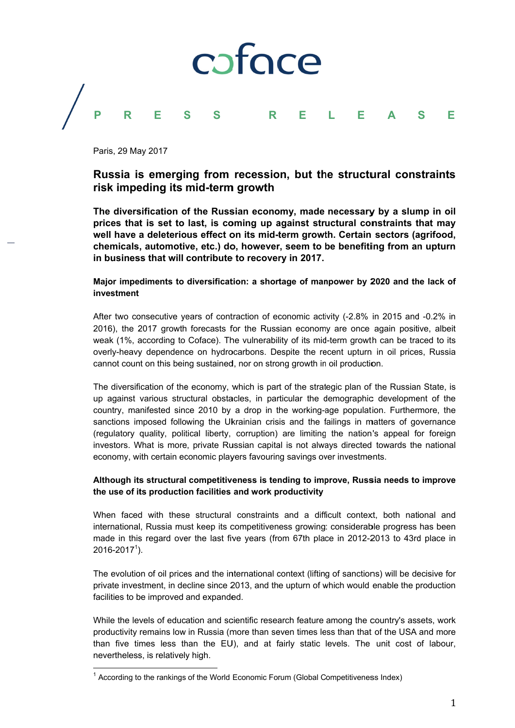coface

PRESS RELEASE

Paris, 29 May 2017

# Russia is emerging from recession, but the structural constraints risk impeding its mid-term growth

**The diversification of the Russian economy, made necessary by a slump in oil prices that is set to last, is coming up against structural constraints that may well have a deleterious effect on its mid-term growth. Certain sectors (agrifood, chemicals, automotive, etc.) do, however, seem to be benefiting from an upturn in business that will contribute to recovery in 2017.**

## Major impediments to diversification: a shortage of manpower by 2020 and the lack of investment

After two consecutive years of contraction of economic activity (-2.8% in 2015 and -0.2% in 2016), the 2017 growth forecasts for the Russian economy are once again positive, albeit weak (1%, according to Coface). The vulnerability of its mid-term growth can be traced to its overly-heavy dependence on hydrocarbons. Despite the recent upturn in oil prices, Russia cannot count on this being sustained, nor on strong growth in oil production.

The diversification of the economy, which is part of the strategic plan of the Russian State, is up against various structural obstacles, in particular the demographic development of the country, manifested since 2010 by a drop in the working-age population. Furthermore, the sanctions imposed following the Ukrainian crisis and the failings in matters of governance (regulatory quality, political liberty, corruption) are limiting the nation's appeal for foreign investors. What is more, private Russian capital is not always directed towards the national economy, with certain economic players favouring savings over investments.

## Although its structural competitiveness is tending to improve, Russia needs to improve the use of its production facilities and work productivity

When faced with these structural constraints and a difficult context, both national and international, Russia must keep its competitiveness growing: considerable progress has been made in this regard over the last five years (from 67th place in 2012-2013 to 43rd place in 2016-2017[1]).

The evolution of oil prices and the international context (lifting of sanctions) will be decisive for private investment, in decline since 2013, and the upturn of which would enable the production facilities to be improved and expanded.

While the levels of education and scientific research feature among the country's assets, work productivity remains low in Russia (more than seven times less than that of the USA and more than five times less than the EU), and at fairly static levels. The unit cost of labour, nevertheless, is relatively high.

[1] According to the rankings of the World Economic Forum (Global Competitiveness Index)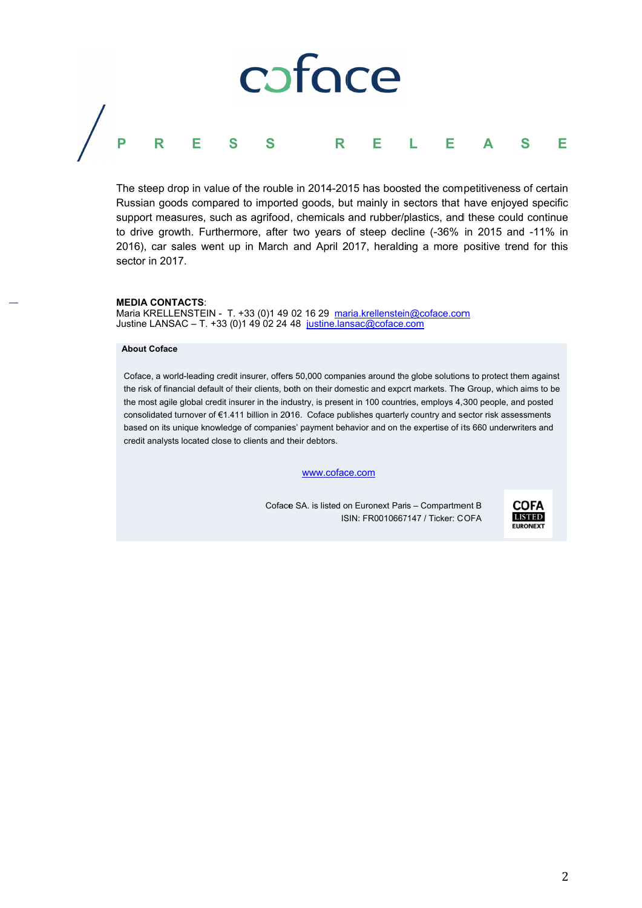**PRESS RELEASE**

The steep drop in value of the rouble in 2014-2015 has boosted the competitiveness of certain Russian goods compared to imported goods, but mainly in sectors that have enjoyed specific support measures, such as agrifood, chemicals and rubber/plastics, and these could continue to drive growth. Furthermore, after two years of steep decline (-36% in 2015 and -11% in 2016), car sales went up in March and April 2017, heralding a more positive trend for this sector in 2017.

**MEDIA CONTACTS**:
Maria KRELLENSTEIN - T. +33 (0)1 49 02 16 29 maria.krellenstein@coface.com
Justine LANSAC – T. +33 (0)1 49 02 24 48 justine.lansac@coface.com

**About Coface**

Coface, a world-leading credit insurer, offers 50,000 companies around the globe solutions to protect them against the risk of financial default of their clients, both on their domestic and export markets. The Group, which aims to be the most agile global credit insurer in the industry, is present in 100 countries, employs 4,300 people, and posted consolidated turnover of €1.411 billion in 2016. Coface publishes quarterly country and sector risk assessments based on its unique knowledge of companies' payment behavior and on the expertise of its 660 underwriters and credit analysts located close to clients and their debtors.

www.coface.com

Coface SA. is listed on Euronext Paris – Compartment B
ISIN: FR0010667147 / Ticker: COFA

COFA LISTED EURONEXT